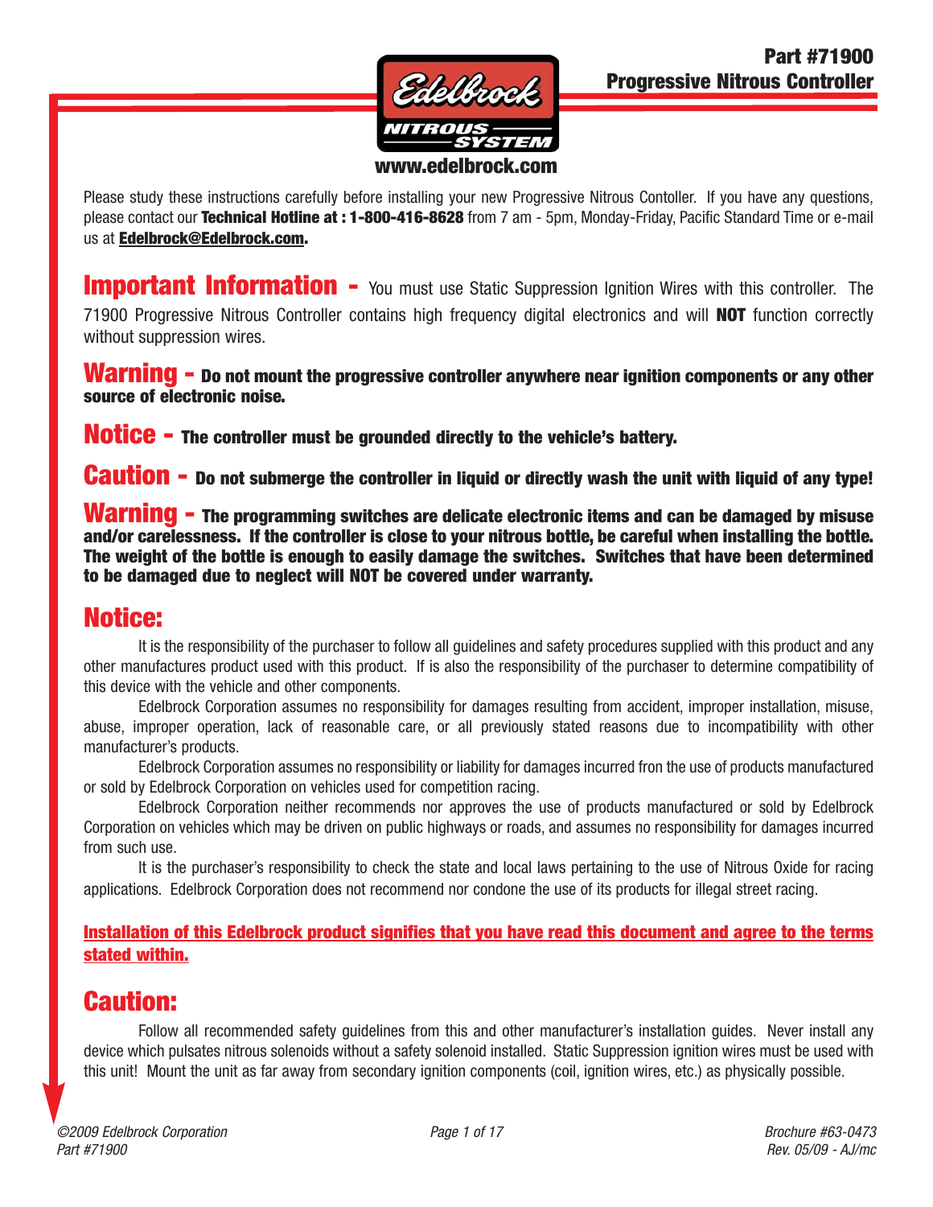# Part #71900
## Progressive Nitrous Controller

Edelbrock NITROUS SYSTEM

www.edelbrock.com

Please study these instructions carefully before installing your new Progressive Nitrous Contoller. If you have any questions, please contact our **Technical Hotline at : 1-800-416-8628** from 7 am - 5pm, Monday-Friday, Pacific Standard Time or e-mail us at **Edelbrock@Edelbrock.com.**

**Important Information -** You must use Static Suppression Ignition Wires with this controller. The 71900 Progressive Nitrous Controller contains high frequency digital electronics and will **NOT** function correctly without suppression wires.

**Warning - Do not mount the progressive controller anywhere near ignition components or any other source of electronic noise.**

**Notice - The controller must be grounded directly to the vehicle's battery.**

**Caution - Do not submerge the controller in liquid or directly wash the unit with liquid of any type!**

**Warning - The programming switches are delicate electronic items and can be damaged by misuse and/or carelessness. If the controller is close to your nitrous bottle, be careful when installing the bottle. The weight of the bottle is enough to easily damage the switches. Switches that have been determined to be damaged due to neglect will NOT be covered under warranty.**

## Notice:

It is the responsibility of the purchaser to follow all guidelines and safety procedures supplied with this product and any other manufactures product used with this product. If is also the responsibility of the purchaser to determine compatibility of this device with the vehicle and other components.

Edelbrock Corporation assumes no responsibility for damages resulting from accident, improper installation, misuse, abuse, improper operation, lack of reasonable care, or all previously stated reasons due to incompatibility with other manufacturer's products.

Edelbrock Corporation assumes no responsibility or liability for damages incurred fron the use of products manufactured or sold by Edelbrock Corporation on vehicles used for competition racing.

Edelbrock Corporation neither recommends nor approves the use of products manufactured or sold by Edelbrock Corporation on vehicles which may be driven on public highways or roads, and assumes no responsibility for damages incurred from such use.

It is the purchaser's responsibility to check the state and local laws pertaining to the use of Nitrous Oxide for racing applications. Edelbrock Corporation does not recommend nor condone the use of its products for illegal street racing.

**Installation of this Edelbrock product signifies that you have read this document and agree to the terms stated within.**

## Caution:

Follow all recommended safety guidelines from this and other manufacturer's installation guides. Never install any device which pulsates nitrous solenoids without a safety solenoid installed. Static Suppression ignition wires must be used with this unit! Mount the unit as far away from secondary ignition components (coil, ignition wires, etc.) as physically possible.

*©2009 Edelbrock Corporation*
*Part #71900*

*Brochure #63-0473*
*Rev. 05/09 - AJ/mc*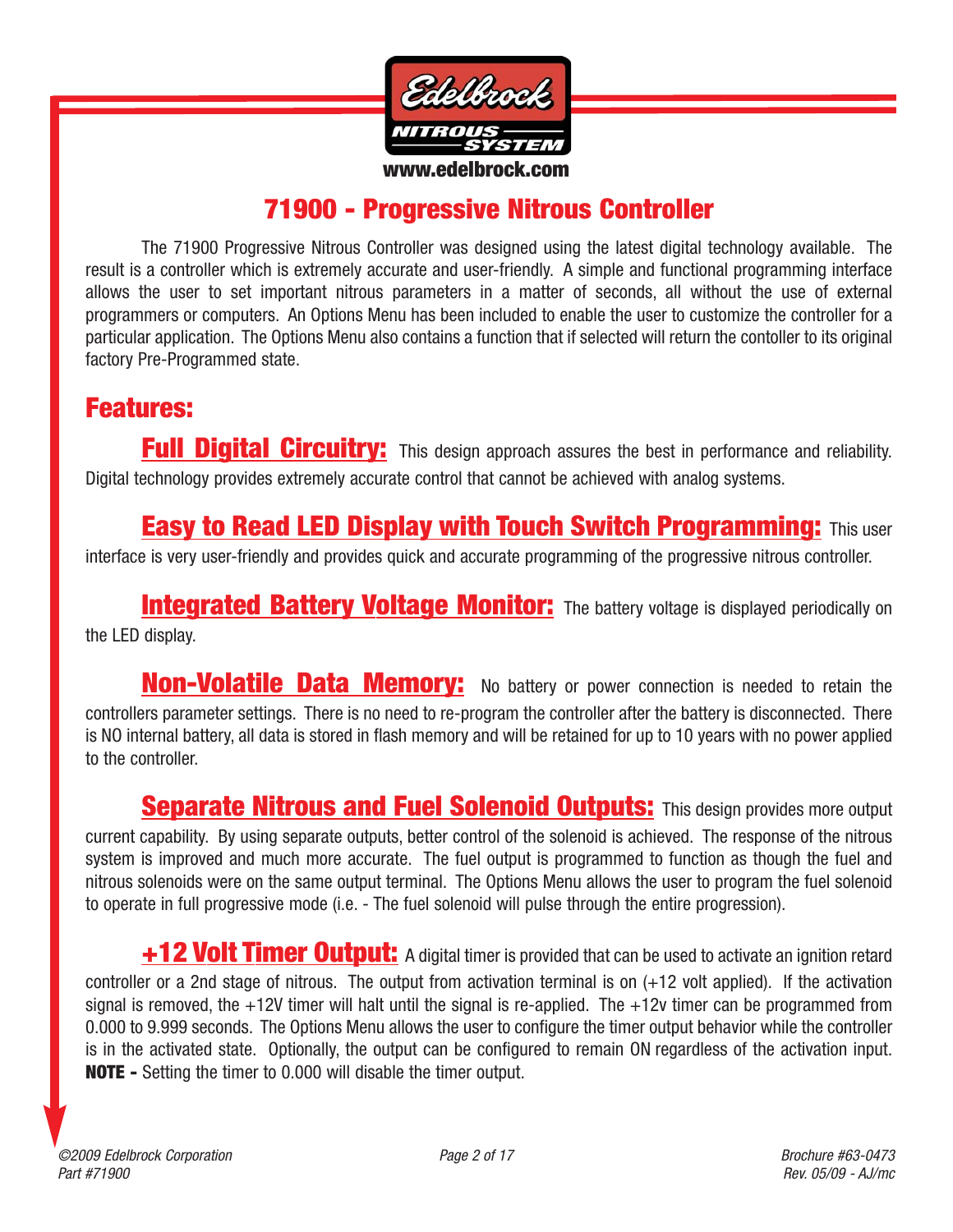Edelbrock NITROUS SYSTEM

www.edelbrock.com

# 71900 - Progressive Nitrous Controller

The 71900 Progressive Nitrous Controller was designed using the latest digital technology available. The result is a controller which is extremely accurate and user-friendly. A simple and functional programming interface allows the user to set important nitrous parameters in a matter of seconds, all without the use of external programmers or computers. An Options Menu has been included to enable the user to customize the controller for a particular application. The Options Menu also contains a function that if selected will return the contoller to its original factory Pre-Programmed state.

## Features:

**Full Digital Circuitry:** This design approach assures the best in performance and reliability. Digital technology provides extremely accurate control that cannot be achieved with analog systems.

**Easy to Read LED Display with Touch Switch Programming:** This user interface is very user-friendly and provides quick and accurate programming of the progressive nitrous controller.

**Integrated Battery Voltage Monitor:** The battery voltage is displayed periodically on the LED display.

**Non-Volatile Data Memory:** No battery or power connection is needed to retain the controllers parameter settings. There is no need to re-program the controller after the battery is disconnected. There is NO internal battery, all data is stored in flash memory and will be retained for up to 10 years with no power applied to the controller.

**Separate Nitrous and Fuel Solenoid Outputs:** This design provides more output current capability. By using separate outputs, better control of the solenoid is achieved. The response of the nitrous system is improved and much more accurate. The fuel output is programmed to function as though the fuel and nitrous solenoids were on the same output terminal. The Options Menu allows the user to program the fuel solenoid to operate in full progressive mode (i.e. - The fuel solenoid will pulse through the entire progression).

**+12 Volt Timer Output:** A digital timer is provided that can be used to activate an ignition retard controller or a 2nd stage of nitrous. The output from activation terminal is on (+12 volt applied). If the activation signal is removed, the +12V timer will halt until the signal is re-applied. The +12v timer can be programmed from 0.000 to 9.999 seconds. The Options Menu allows the user to configure the timer output behavior while the controller is in the activated state. Optionally, the output can be configured to remain ON regardless of the activation input. **NOTE -** Setting the timer to 0.000 will disable the timer output.

*©2009 Edelbrock Corporation*
*Part #71900*

*Brochure #63-0473*
*Rev. 05/09 - AJ/mc*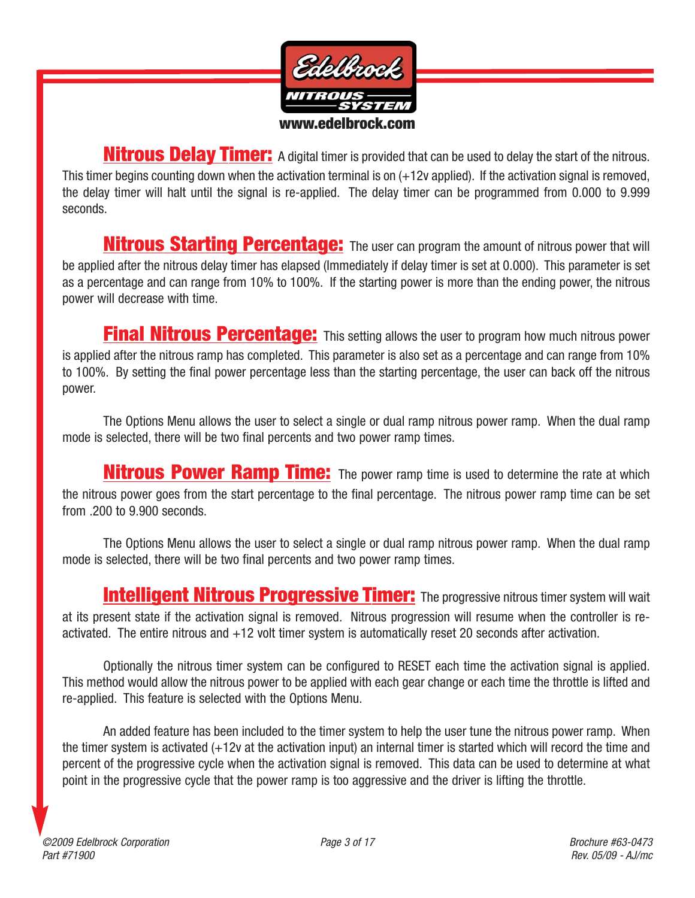**Nitrous Delay Timer:** A digital timer is provided that can be used to delay the start of the nitrous. This timer begins counting down when the activation terminal is on (+12v applied). If the activation signal is removed, the delay timer will halt until the signal is re-applied. The delay timer can be programmed from 0.000 to 9.999 seconds.

**Nitrous Starting Percentage:** The user can program the amount of nitrous power that will be applied after the nitrous delay timer has elapsed (Immediately if delay timer is set at 0.000). This parameter is set as a percentage and can range from 10% to 100%. If the starting power is more than the ending power, the nitrous power will decrease with time.

**Final Nitrous Percentage:** This setting allows the user to program how much nitrous power is applied after the nitrous ramp has completed. This parameter is also set as a percentage and can range from 10% to 100%. By setting the final power percentage less than the starting percentage, the user can back off the nitrous power.

The Options Menu allows the user to select a single or dual ramp nitrous power ramp. When the dual ramp mode is selected, there will be two final percents and two power ramp times.

**Nitrous Power Ramp Time:** The power ramp time is used to determine the rate at which the nitrous power goes from the start percentage to the final percentage. The nitrous power ramp time can be set from .200 to 9.900 seconds.

The Options Menu allows the user to select a single or dual ramp nitrous power ramp. When the dual ramp mode is selected, there will be two final percents and two power ramp times.

**Intelligent Nitrous Progressive Timer:** The progressive nitrous timer system will wait at its present state if the activation signal is removed. Nitrous progression will resume when the controller is re-activated. The entire nitrous and +12 volt timer system is automatically reset 20 seconds after activation.

Optionally the nitrous timer system can be configured to RESET each time the activation signal is applied. This method would allow the nitrous power to be applied with each gear change or each time the throttle is lifted and re-applied. This feature is selected with the Options Menu.

An added feature has been included to the timer system to help the user tune the nitrous power ramp. When the timer system is activated (+12v at the activation input) an internal timer is started which will record the time and percent of the progressive cycle when the activation signal is removed. This data can be used to determine at what point in the progressive cycle that the power ramp is too aggressive and the driver is lifting the throttle.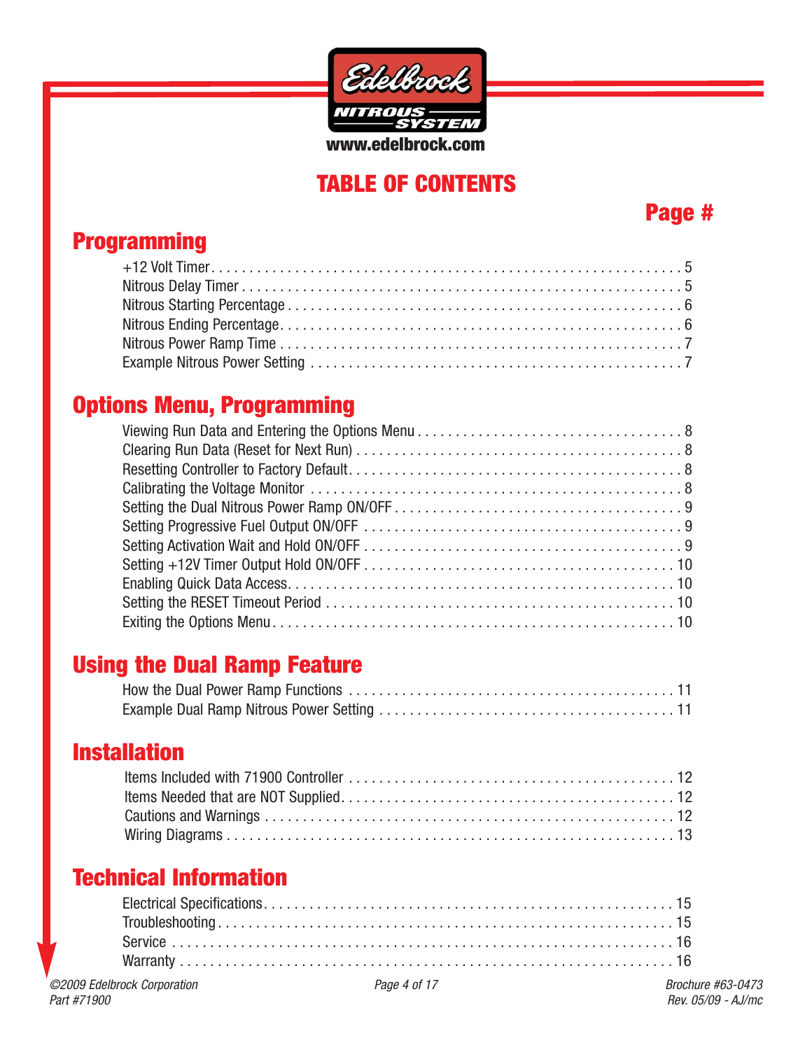Edelbrock NITROUS SYSTEM

www.edelbrock.com

# TABLE OF CONTENTS

| | Page # |
|---|---|
| **Programming** | |
| +12 Volt Timer | 5 |
| Nitrous Delay Timer | 5 |
| Nitrous Starting Percentage | 6 |
| Nitrous Ending Percentage | 6 |
| Nitrous Power Ramp Time | 7 |
| Example Nitrous Power Setting | 7 |
| **Options Menu, Programming** | |
| Viewing Run Data and Entering the Options Menu | 8 |
| Clearing Run Data (Reset for Next Run) | 8 |
| Resetting Controller to Factory Default | 8 |
| Calibrating the Voltage Monitor | 8 |
| Setting the Dual Nitrous Power Ramp ON/OFF | 9 |
| Setting Progressive Fuel Output ON/OFF | 9 |
| Setting Activation Wait and Hold ON/OFF | 9 |
| Setting +12V Timer Output Hold ON/OFF | 10 |
| Enabling Quick Data Access | 10 |
| Setting the RESET Timeout Period | 10 |
| Exiting the Options Menu | 10 |
| **Using the Dual Ramp Feature** | |
| How the Dual Power Ramp Functions | 11 |
| Example Dual Ramp Nitrous Power Setting | 11 |
| **Installation** | |
| Items Included with 71900 Controller | 12 |
| Items Needed that are NOT Supplied | 12 |
| Cautions and Warnings | 12 |
| Wiring Diagrams | 13 |
| **Technical Information** | |
| Electrical Specifications | 15 |
| Troubleshooting | 15 |
| Service | 16 |
| Warranty | 16 |

*©2009 Edelbrock Corporation*
*Part #71900*

*Brochure #63-0473*
*Rev. 05/09 - AJ/mc*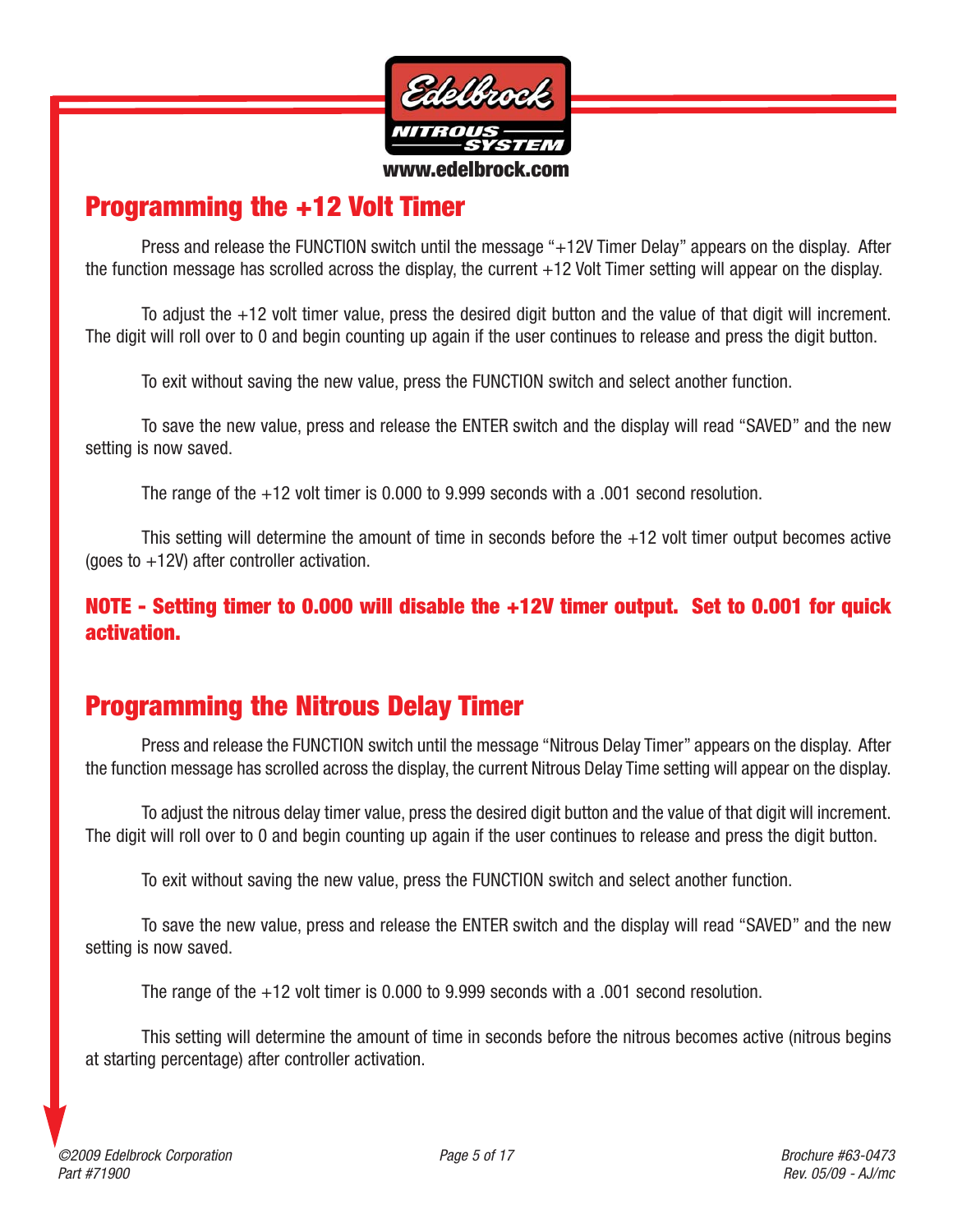## Programming the +12 Volt Timer

Press and release the FUNCTION switch until the message "+12V Timer Delay" appears on the display. After the function message has scrolled across the display, the current +12 Volt Timer setting will appear on the display.

To adjust the +12 volt timer value, press the desired digit button and the value of that digit will increment. The digit will roll over to 0 and begin counting up again if the user continues to release and press the digit button.

To exit without saving the new value, press the FUNCTION switch and select another function.

To save the new value, press and release the ENTER switch and the display will read "SAVED" and the new setting is now saved.

The range of the +12 volt timer is 0.000 to 9.999 seconds with a .001 second resolution.

This setting will determine the amount of time in seconds before the +12 volt timer output becomes active (goes to +12V) after controller activation.

**NOTE - Setting timer to 0.000 will disable the +12V timer output. Set to 0.001 for quick activation.**

## Programming the Nitrous Delay Timer

Press and release the FUNCTION switch until the message "Nitrous Delay Timer" appears on the display. After the function message has scrolled across the display, the current Nitrous Delay Time setting will appear on the display.

To adjust the nitrous delay timer value, press the desired digit button and the value of that digit will increment. The digit will roll over to 0 and begin counting up again if the user continues to release and press the digit button.

To exit without saving the new value, press the FUNCTION switch and select another function.

To save the new value, press and release the ENTER switch and the display will read "SAVED" and the new setting is now saved.

The range of the +12 volt timer is 0.000 to 9.999 seconds with a .001 second resolution.

This setting will determine the amount of time in seconds before the nitrous becomes active (nitrous begins at starting percentage) after controller activation.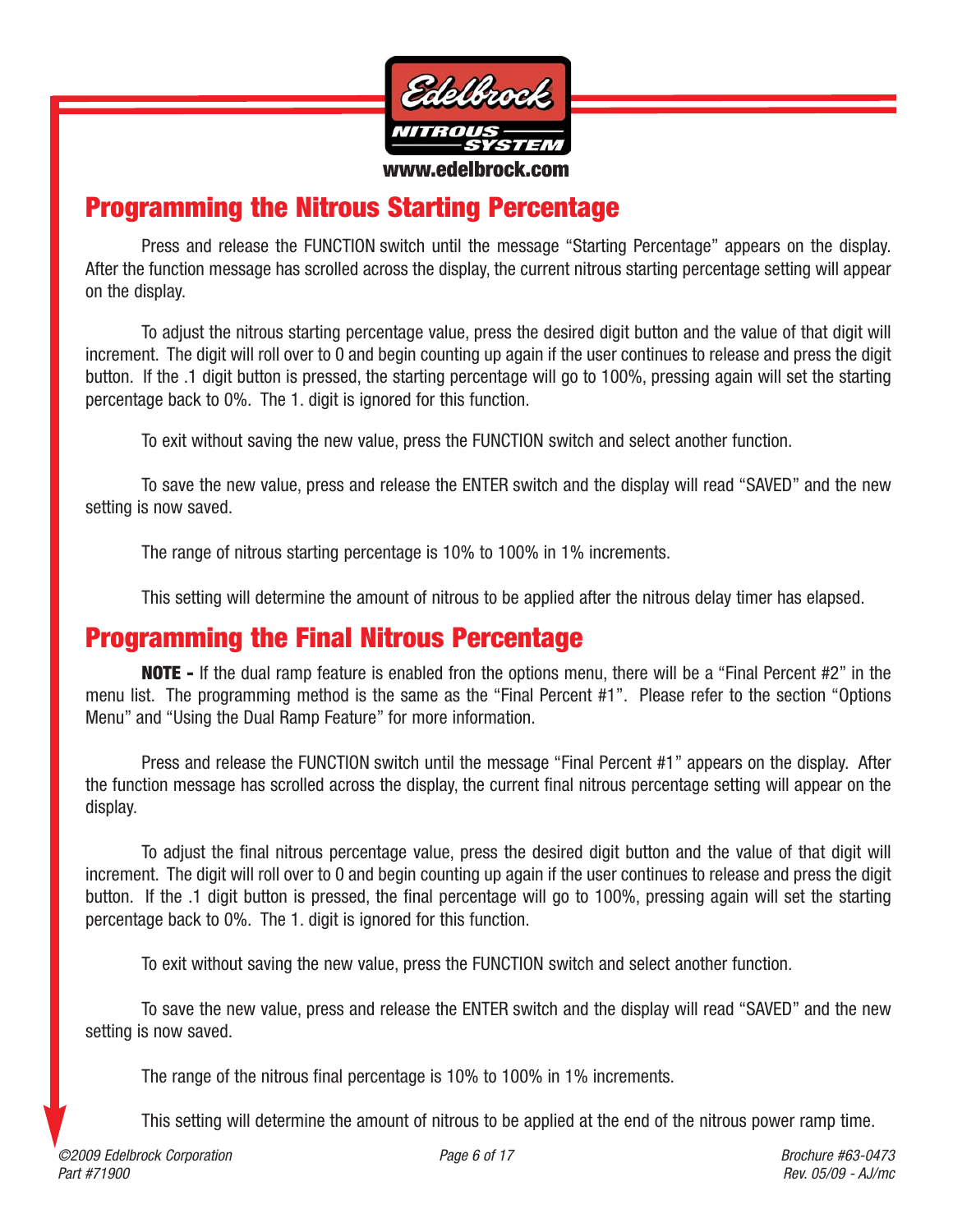## Programming the Nitrous Starting Percentage

Press and release the FUNCTION switch until the message "Starting Percentage" appears on the display. After the function message has scrolled across the display, the current nitrous starting percentage setting will appear on the display.

To adjust the nitrous starting percentage value, press the desired digit button and the value of that digit will increment. The digit will roll over to 0 and begin counting up again if the user continues to release and press the digit button. If the .1 digit button is pressed, the starting percentage will go to 100%, pressing again will set the starting percentage back to 0%. The 1. digit is ignored for this function.

To exit without saving the new value, press the FUNCTION switch and select another function.

To save the new value, press and release the ENTER switch and the display will read "SAVED" and the new setting is now saved.

The range of nitrous starting percentage is 10% to 100% in 1% increments.

This setting will determine the amount of nitrous to be applied after the nitrous delay timer has elapsed.

## Programming the Final Nitrous Percentage

**NOTE -** If the dual ramp feature is enabled fron the options menu, there will be a "Final Percent #2" in the menu list. The programming method is the same as the "Final Percent #1". Please refer to the section "Options Menu" and "Using the Dual Ramp Feature" for more information.

Press and release the FUNCTION switch until the message "Final Percent #1" appears on the display. After the function message has scrolled across the display, the current final nitrous percentage setting will appear on the display.

To adjust the final nitrous percentage value, press the desired digit button and the value of that digit will increment. The digit will roll over to 0 and begin counting up again if the user continues to release and press the digit button. If the .1 digit button is pressed, the final percentage will go to 100%, pressing again will set the starting percentage back to 0%. The 1. digit is ignored for this function.

To exit without saving the new value, press the FUNCTION switch and select another function.

To save the new value, press and release the ENTER switch and the display will read "SAVED" and the new setting is now saved.

The range of the nitrous final percentage is 10% to 100% in 1% increments.

This setting will determine the amount of nitrous to be applied at the end of the nitrous power ramp time.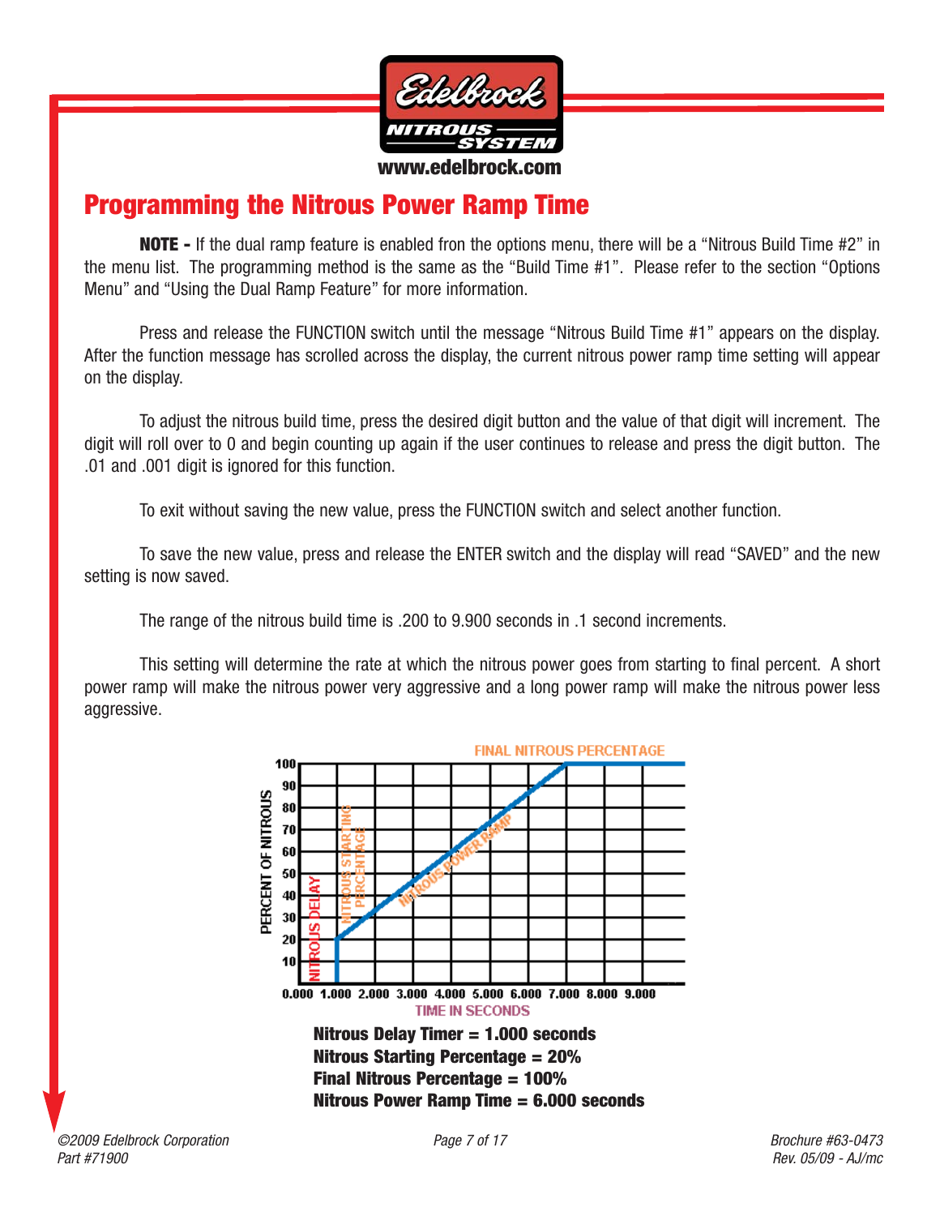## Programming the Nitrous Power Ramp Time

**NOTE -** If the dual ramp feature is enabled fron the options menu, there will be a "Nitrous Build Time #2" in the menu list. The programming method is the same as the "Build Time #1". Please refer to the section "Options Menu" and "Using the Dual Ramp Feature" for more information.

Press and release the FUNCTION switch until the message "Nitrous Build Time #1" appears on the display. After the function message has scrolled across the display, the current nitrous power ramp time setting will appear on the display.

To adjust the nitrous build time, press the desired digit button and the value of that digit will increment. The digit will roll over to 0 and begin counting up again if the user continues to release and press the digit button. The .01 and .001 digit is ignored for this function.

To exit without saving the new value, press the FUNCTION switch and select another function.

To save the new value, press and release the ENTER switch and the display will read "SAVED" and the new setting is now saved.

The range of the nitrous build time is .200 to 9.900 seconds in .1 second increments.

This setting will determine the rate at which the nitrous power goes from starting to final percent. A short power ramp will make the nitrous power very aggressive and a long power ramp will make the nitrous power less aggressive.

**Nitrous Delay Timer = 1.000 seconds**
**Nitrous Starting Percentage = 20%**
**Final Nitrous Percentage = 100%**
**Nitrous Power Ramp Time = 6.000 seconds**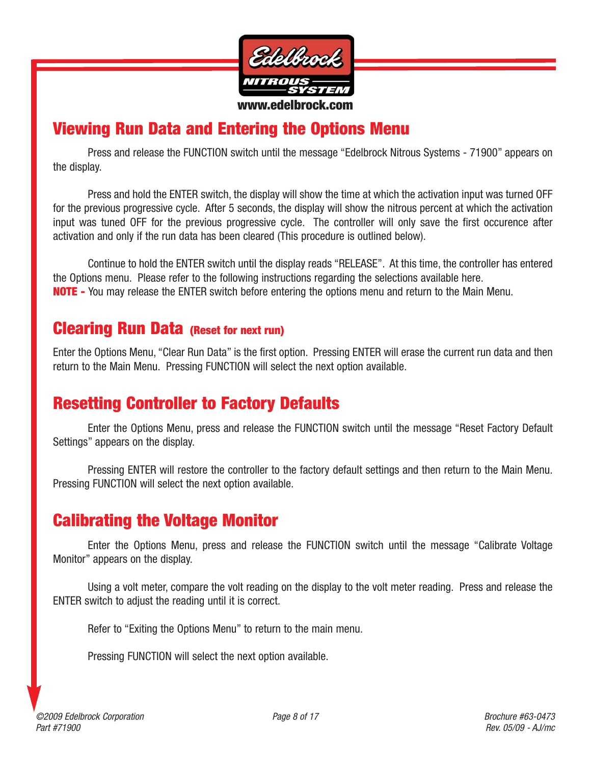## Viewing Run Data and Entering the Options Menu

Press and release the FUNCTION switch until the message “Edelbrock Nitrous Systems - 71900” appears on the display.

Press and hold the ENTER switch, the display will show the time at which the activation input was turned OFF for the previous progressive cycle. After 5 seconds, the display will show the nitrous percent at which the activation input was tuned OFF for the previous progressive cycle. The controller will only save the first occurence after activation and only if the run data has been cleared (This procedure is outlined below).

Continue to hold the ENTER switch until the display reads “RELEASE”. At this time, the controller has entered the Options menu. Please refer to the following instructions regarding the selections available here.
**NOTE -** You may release the ENTER switch before entering the options menu and return to the Main Menu.

## Clearing Run Data (Reset for next run)

Enter the Options Menu, “Clear Run Data” is the first option. Pressing ENTER will erase the current run data and then return to the Main Menu. Pressing FUNCTION will select the next option available.

## Resetting Controller to Factory Defaults

Enter the Options Menu, press and release the FUNCTION switch until the message “Reset Factory Default Settings” appears on the display.

Pressing ENTER will restore the controller to the factory default settings and then return to the Main Menu. Pressing FUNCTION will select the next option available.

## Calibrating the Voltage Monitor

Enter the Options Menu, press and release the FUNCTION switch until the message “Calibrate Voltage Monitor” appears on the display.

Using a volt meter, compare the volt reading on the display to the volt meter reading. Press and release the ENTER switch to adjust the reading until it is correct.

Refer to “Exiting the Options Menu” to return to the main menu.

Pressing FUNCTION will select the next option available.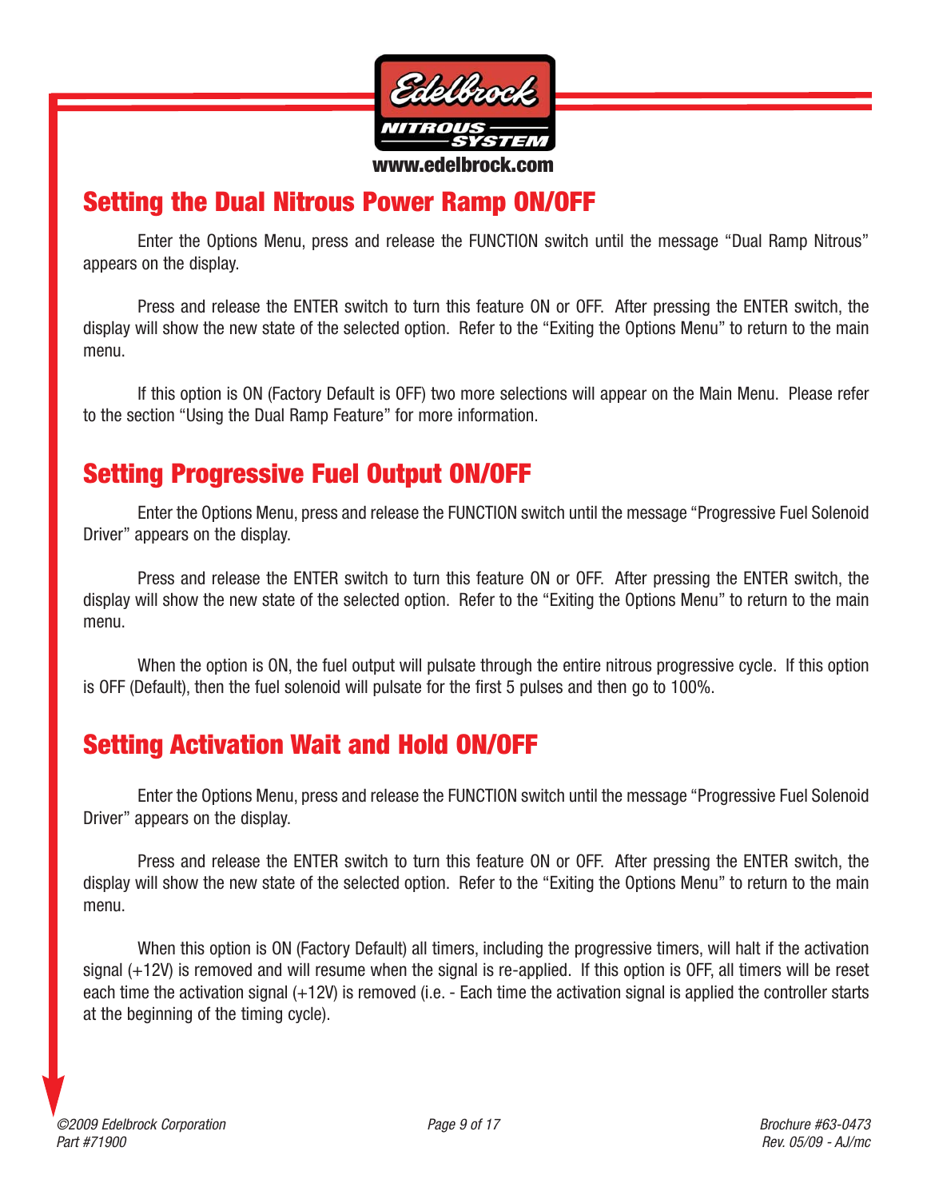## Setting the Dual Nitrous Power Ramp ON/OFF

Enter the Options Menu, press and release the FUNCTION switch until the message “Dual Ramp Nitrous” appears on the display.

Press and release the ENTER switch to turn this feature ON or OFF. After pressing the ENTER switch, the display will show the new state of the selected option. Refer to the “Exiting the Options Menu” to return to the main menu.

If this option is ON (Factory Default is OFF) two more selections will appear on the Main Menu. Please refer to the section “Using the Dual Ramp Feature” for more information.

## Setting Progressive Fuel Output ON/OFF

Enter the Options Menu, press and release the FUNCTION switch until the message “Progressive Fuel Solenoid Driver” appears on the display.

Press and release the ENTER switch to turn this feature ON or OFF. After pressing the ENTER switch, the display will show the new state of the selected option. Refer to the “Exiting the Options Menu” to return to the main menu.

When the option is ON, the fuel output will pulsate through the entire nitrous progressive cycle. If this option is OFF (Default), then the fuel solenoid will pulsate for the first 5 pulses and then go to 100%.

## Setting Activation Wait and Hold ON/OFF

Enter the Options Menu, press and release the FUNCTION switch until the message “Progressive Fuel Solenoid Driver” appears on the display.

Press and release the ENTER switch to turn this feature ON or OFF. After pressing the ENTER switch, the display will show the new state of the selected option. Refer to the “Exiting the Options Menu” to return to the main menu.

When this option is ON (Factory Default) all timers, including the progressive timers, will halt if the activation signal (+12V) is removed and will resume when the signal is re-applied. If this option is OFF, all timers will be reset each time the activation signal (+12V) is removed (i.e. - Each time the activation signal is applied the controller starts at the beginning of the timing cycle).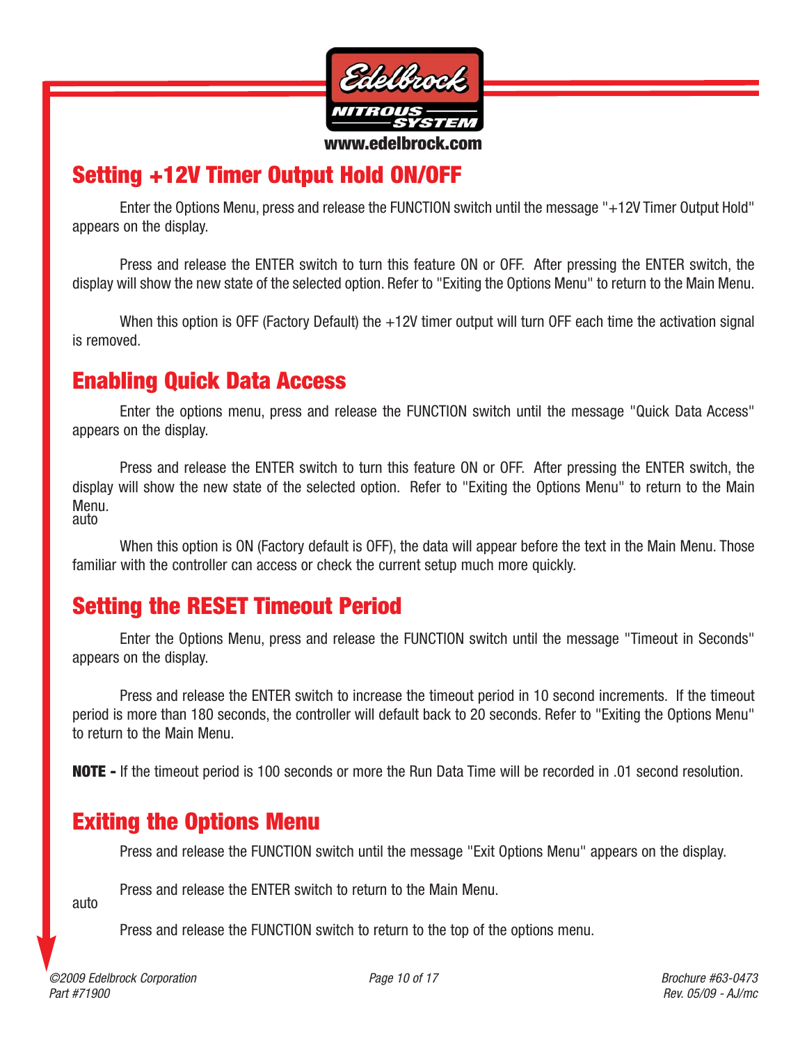## Setting +12V Timer Output Hold ON/OFF

Enter the Options Menu, press and release the FUNCTION switch until the message "+12V Timer Output Hold" appears on the display.

Press and release the ENTER switch to turn this feature ON or OFF. After pressing the ENTER switch, the display will show the new state of the selected option. Refer to "Exiting the Options Menu" to return to the Main Menu.

When this option is OFF (Factory Default) the +12V timer output will turn OFF each time the activation signal is removed.

## Enabling Quick Data Access

Enter the options menu, press and release the FUNCTION switch until the message "Quick Data Access" appears on the display.

Press and release the ENTER switch to turn this feature ON or OFF. After pressing the ENTER switch, the display will show the new state of the selected option. Refer to "Exiting the Options Menu" to return to the Main Menu.
auto

When this option is ON (Factory default is OFF), the data will appear before the text in the Main Menu. Those familiar with the controller can access or check the current setup much more quickly.

## Setting the RESET Timeout Period

Enter the Options Menu, press and release the FUNCTION switch until the message "Timeout in Seconds" appears on the display.

Press and release the ENTER switch to increase the timeout period in 10 second increments. If the timeout period is more than 180 seconds, the controller will default back to 20 seconds. Refer to "Exiting the Options Menu" to return to the Main Menu.

**NOTE -** If the timeout period is 100 seconds or more the Run Data Time will be recorded in .01 second resolution.

## Exiting the Options Menu

Press and release the FUNCTION switch until the message "Exit Options Menu" appears on the display.

Press and release the ENTER switch to return to the Main Menu.
auto

Press and release the FUNCTION switch to return to the top of the options menu.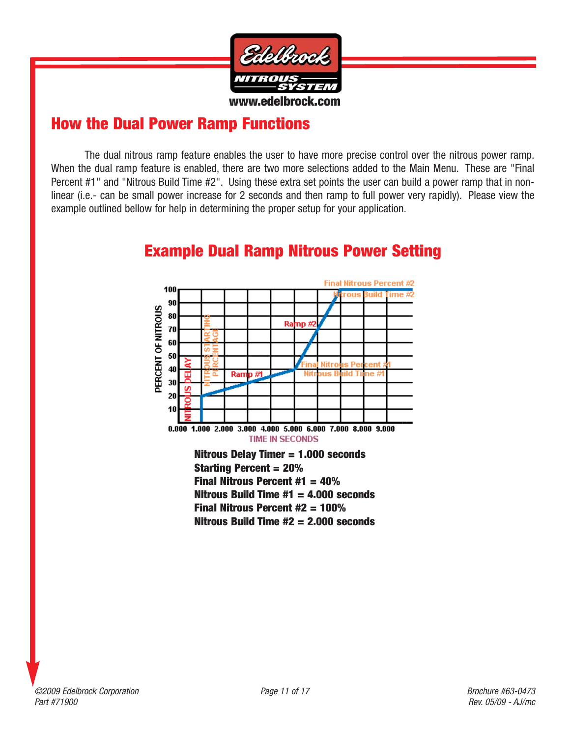## How the Dual Power Ramp Functions

The dual nitrous ramp feature enables the user to have more precise control over the nitrous power ramp. When the dual ramp feature is enabled, there are two more selections added to the Main Menu. These are "Final Percent #1" and "Nitrous Build Time #2". Using these extra set points the user can build a power ramp that in non-linear (i.e.- can be small power increase for 2 seconds and then ramp to full power very rapidly). Please view the example outlined bellow for help in determining the proper setup for your application.

## Example Dual Ramp Nitrous Power Setting

**Nitrous Delay Timer = 1.000 seconds**
**Starting Percent = 20%**
**Final Nitrous Percent #1 = 40%**
**Nitrous Build Time #1 = 4.000 seconds**
**Final Nitrous Percent #2 = 100%**
**Nitrous Build Time #2 = 2.000 seconds**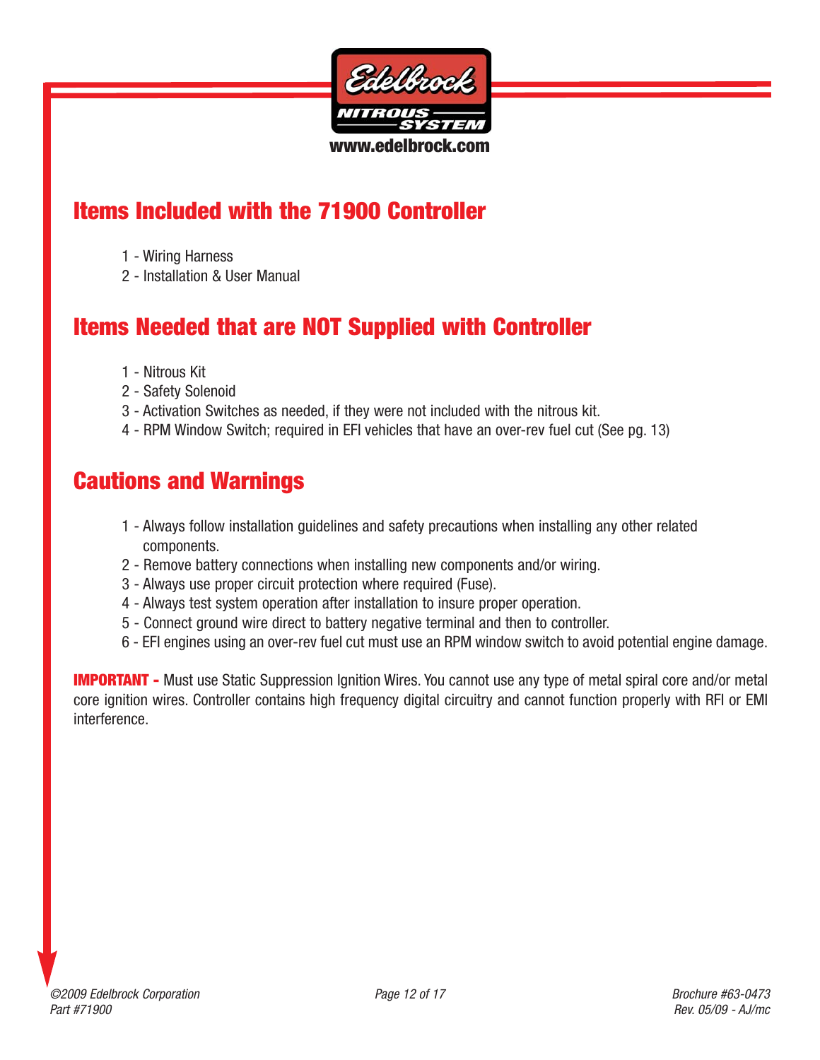## Items Included with the 71900 Controller

1 - Wiring Harness
2 - Installation & User Manual

## Items Needed that are NOT Supplied with Controller

1 - Nitrous Kit
2 - Safety Solenoid
3 - Activation Switches as needed, if they were not included with the nitrous kit.
4 - RPM Window Switch; required in EFI vehicles that have an over-rev fuel cut (See pg. 13)

## Cautions and Warnings

1 - Always follow installation guidelines and safety precautions when installing any other related components.
2 - Remove battery connections when installing new components and/or wiring.
3 - Always use proper circuit protection where required (Fuse).
4 - Always test system operation after installation to insure proper operation.
5 - Connect ground wire direct to battery negative terminal and then to controller.
6 - EFI engines using an over-rev fuel cut must use an RPM window switch to avoid potential engine damage.

**IMPORTANT -** Must use Static Suppression Ignition Wires. You cannot use any type of metal spiral core and/or metal core ignition wires. Controller contains high frequency digital circuitry and cannot function properly with RFI or EMI interference.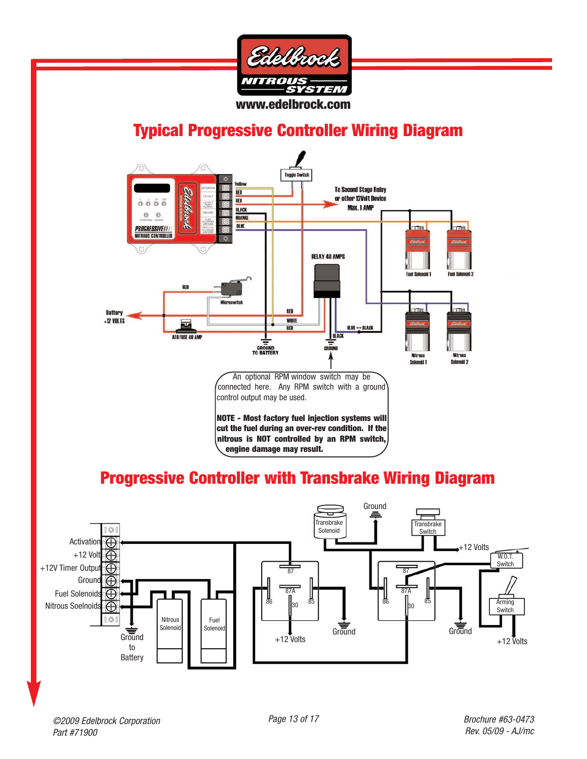# Typical Progressive Controller Wiring Diagram

An optional RPM window switch may be connected here. Any RPM switch with a ground control output may be used.

**NOTE - Most factory fuel injection systems will cut the fuel during an over-rev condition. If the nitrous is NOT controlled by an RPM switch, engine damage may result.**

# Progressive Controller with Transbrake Wiring Diagram

*©2009 Edelbrock Corporation*
*Part #71900*

*Brochure #63-0473*
*Rev. 05/09 - AJ/mc*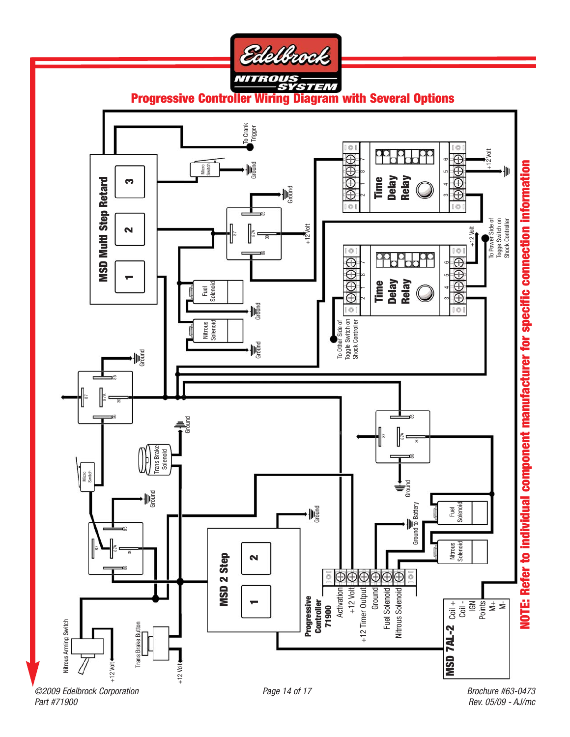# Progressive Controller Wiring Diagram with Several Options

MSD Multi Step Retard

1 2 3

To Crank Trigger

Micro Switch

Ground

+12 Volt

Fuel Solenoid

Nitrous Solenoid

Time Delay Relay

+12 Volt

To Power Side of Togge Switch on Shock Controller

To Other Side of Toggle Switch on Shock Controller

Trans Brake Solenoid

Nitrous Arming Switch

Trans Brake Button

MSD 2 Step

1 2

Progressive Controller 71900

Activation

+12 Volt

+12 Timer Output

Ground

Fuel Solenoid

Nitrous Solenoid

Ground to Battery

MSD 7AL-2

Coil +
Coil -
IGN
Points
M+
M-

**NOTE: Refer to individual component manufacturer for specific connection information**

*©2009 Edelbrock Corporation*
*Part #71900*

*Brochure #63-0473*
*Rev. 05/09 - AJ/mc*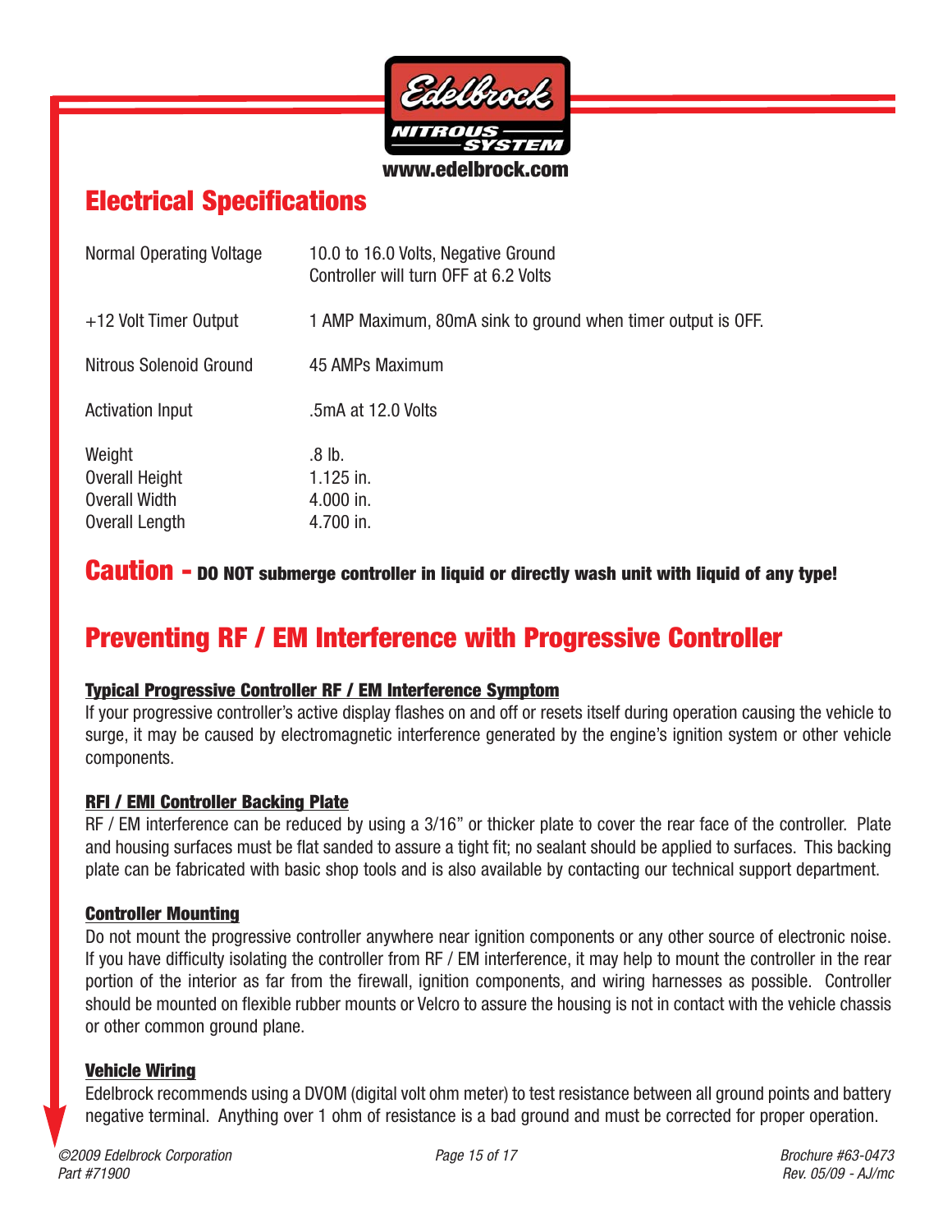## Electrical Specifications

| | |
|---|---|
| Normal Operating Voltage | 10.0 to 16.0 Volts, Negative Ground<br>Controller will turn OFF at 6.2 Volts |
| +12 Volt Timer Output | 1 AMP Maximum, 80mA sink to ground when timer output is OFF. |
| Nitrous Solenoid Ground | 45 AMPs Maximum |
| Activation Input | .5mA at 12.0 Volts |
| Weight | .8 lb. |
| Overall Height | 1.125 in. |
| Overall Width | 4.000 in. |
| Overall Length | 4.700 in. |

**Caution - DO NOT submerge controller in liquid or directly wash unit with liquid of any type!**

## Preventing RF / EM Interference with Progressive Controller

**Typical Progressive Controller RF / EM Interference Symptom**

If your progressive controller's active display flashes on and off or resets itself during operation causing the vehicle to surge, it may be caused by electromagnetic interference generated by the engine's ignition system or other vehicle components.

**RFI / EMI Controller Backing Plate**

RF / EM interference can be reduced by using a 3/16" or thicker plate to cover the rear face of the controller. Plate and housing surfaces must be flat sanded to assure a tight fit; no sealant should be applied to surfaces. This backing plate can be fabricated with basic shop tools and is also available by contacting our technical support department.

**Controller Mounting**

Do not mount the progressive controller anywhere near ignition components or any other source of electronic noise. If you have difficulty isolating the controller from RF / EM interference, it may help to mount the controller in the rear portion of the interior as far from the firewall, ignition components, and wiring harnesses as possible. Controller should be mounted on flexible rubber mounts or Velcro to assure the housing is not in contact with the vehicle chassis or other common ground plane.

**Vehicle Wiring**

Edelbrock recommends using a DVOM (digital volt ohm meter) to test resistance between all ground points and battery negative terminal. Anything over 1 ohm of resistance is a bad ground and must be corrected for proper operation.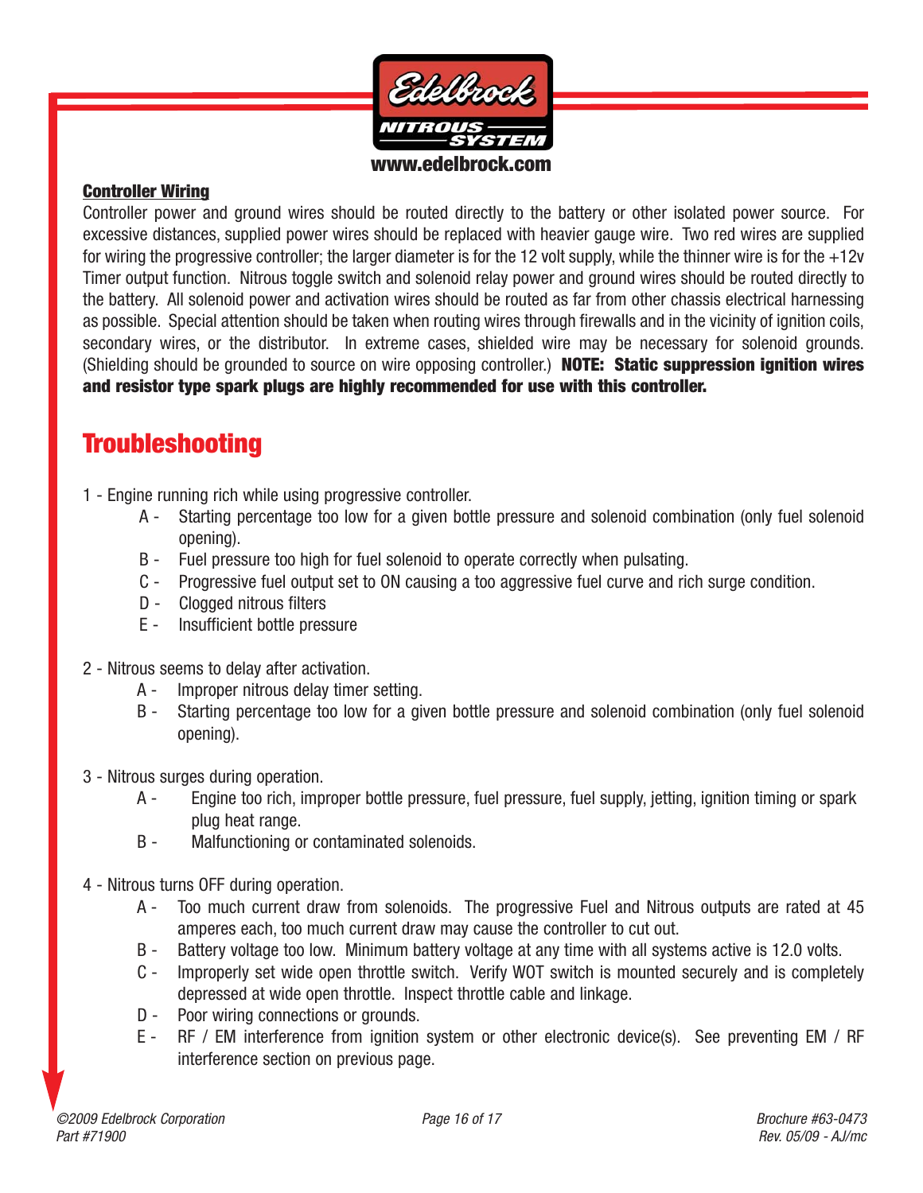## Controller Wiring

Controller power and ground wires should be routed directly to the battery or other isolated power source. For excessive distances, supplied power wires should be replaced with heavier gauge wire. Two red wires are supplied for wiring the progressive controller; the larger diameter is for the 12 volt supply, while the thinner wire is for the +12v Timer output function. Nitrous toggle switch and solenoid relay power and ground wires should be routed directly to the battery. All solenoid power and activation wires should be routed as far from other chassis electrical harnessing as possible. Special attention should be taken when routing wires through firewalls and in the vicinity of ignition coils, secondary wires, or the distributor. In extreme cases, shielded wire may be necessary for solenoid grounds. (Shielding should be grounded to source on wire opposing controller.) **NOTE: Static suppression ignition wires and resistor type spark plugs are highly recommended for use with this controller.**

# Troubleshooting

1 - Engine running rich while using progressive controller.

- A - Starting percentage too low for a given bottle pressure and solenoid combination (only fuel solenoid opening).
- B - Fuel pressure too high for fuel solenoid to operate correctly when pulsating.
- C - Progressive fuel output set to ON causing a too aggressive fuel curve and rich surge condition.
- D - Clogged nitrous filters
- E - Insufficient bottle pressure

2 - Nitrous seems to delay after activation.

- A - Improper nitrous delay timer setting.
- B - Starting percentage too low for a given bottle pressure and solenoid combination (only fuel solenoid opening).

3 - Nitrous surges during operation.

- A - Engine too rich, improper bottle pressure, fuel pressure, fuel supply, jetting, ignition timing or spark plug heat range.
- B - Malfunctioning or contaminated solenoids.

4 - Nitrous turns OFF during operation.

- A - Too much current draw from solenoids. The progressive Fuel and Nitrous outputs are rated at 45 amperes each, too much current draw may cause the controller to cut out.
- B - Battery voltage too low. Minimum battery voltage at any time with all systems active is 12.0 volts.
- C - Improperly set wide open throttle switch. Verify WOT switch is mounted securely and is completely depressed at wide open throttle. Inspect throttle cable and linkage.
- D - Poor wiring connections or grounds.
- E - RF / EM interference from ignition system or other electronic device(s). See preventing EM / RF interference section on previous page.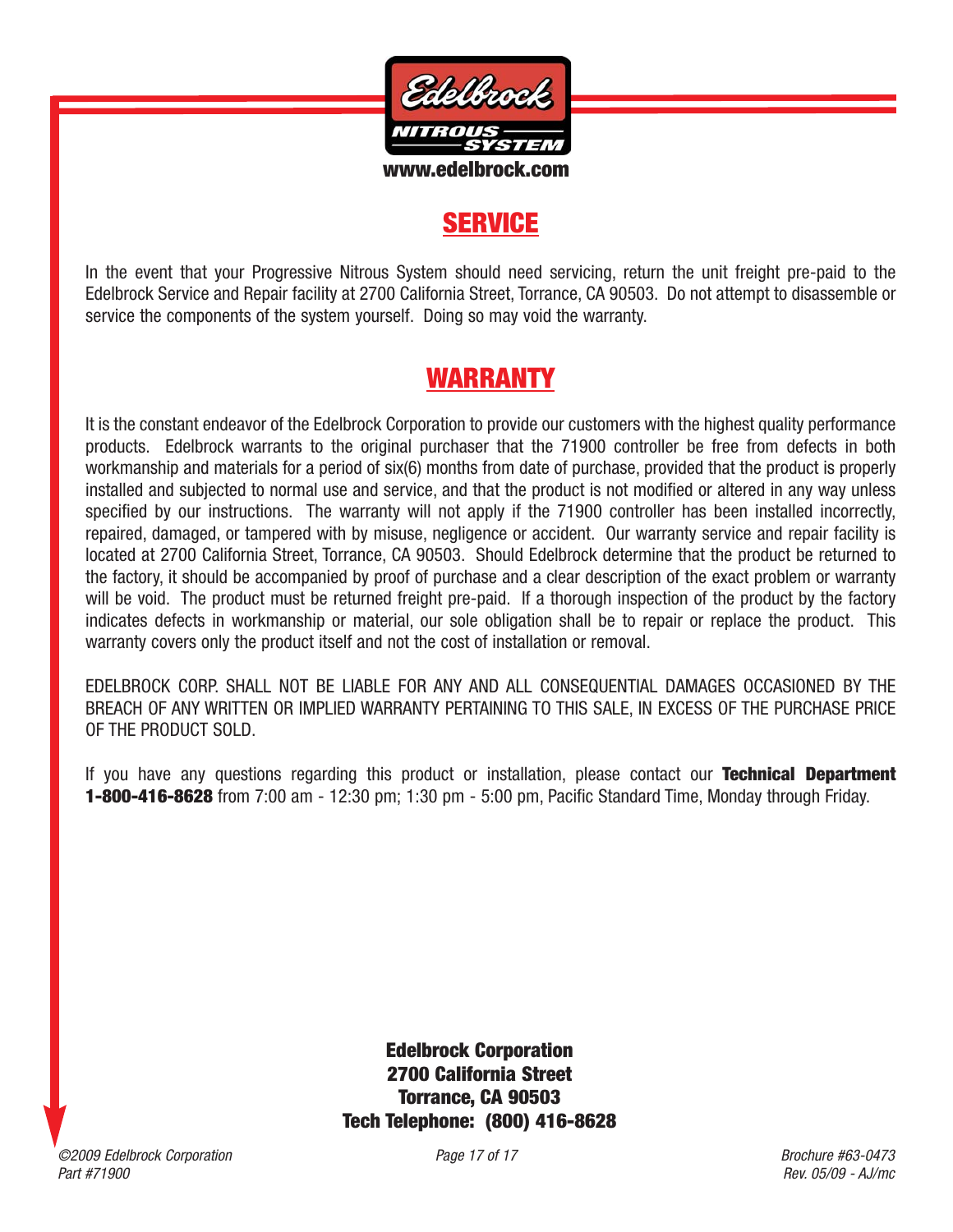www.edelbrock.com

# SERVICE

In the event that your Progressive Nitrous System should need servicing, return the unit freight pre-paid to the Edelbrock Service and Repair facility at 2700 California Street, Torrance, CA 90503. Do not attempt to disassemble or service the components of the system yourself. Doing so may void the warranty.

# WARRANTY

It is the constant endeavor of the Edelbrock Corporation to provide our customers with the highest quality performance products. Edelbrock warrants to the original purchaser that the 71900 controller be free from defects in both workmanship and materials for a period of six(6) months from date of purchase, provided that the product is properly installed and subjected to normal use and service, and that the product is not modified or altered in any way unless specified by our instructions. The warranty will not apply if the 71900 controller has been installed incorrectly, repaired, damaged, or tampered with by misuse, negligence or accident. Our warranty service and repair facility is located at 2700 California Street, Torrance, CA 90503. Should Edelbrock determine that the product be returned to the factory, it should be accompanied by proof of purchase and a clear description of the exact problem or warranty will be void. The product must be returned freight pre-paid. If a thorough inspection of the product by the factory indicates defects in workmanship or material, our sole obligation shall be to repair or replace the product. This warranty covers only the product itself and not the cost of installation or removal.

EDELBROCK CORP. SHALL NOT BE LIABLE FOR ANY AND ALL CONSEQUENTIAL DAMAGES OCCASIONED BY THE BREACH OF ANY WRITTEN OR IMPLIED WARRANTY PERTAINING TO THIS SALE, IN EXCESS OF THE PURCHASE PRICE OF THE PRODUCT SOLD.

If you have any questions regarding this product or installation, please contact our **Technical Department 1-800-416-8628** from 7:00 am - 12:30 pm; 1:30 pm - 5:00 pm, Pacific Standard Time, Monday through Friday.

**Edelbrock Corporation**
**2700 California Street**
**Torrance, CA 90503**
**Tech Telephone: (800) 416-8628**

*©2009 Edelbrock Corporation*
*Part #71900*

*Brochure #63-0473*
*Rev. 05/09 - AJ/mc*